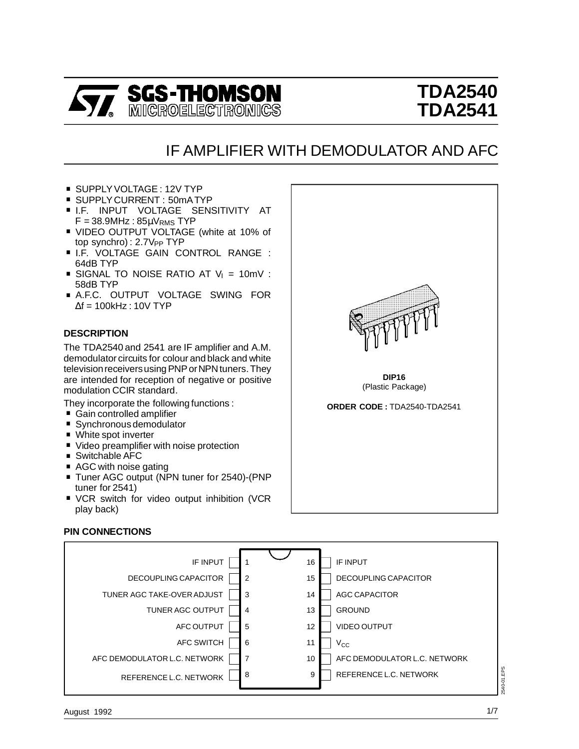# TDA2540
# TDA2541

## IF AMPLIFIER WITH DEMODULATOR AND AFC

- SUPPLY VOLTAGE : 12V TYP
- SUPPLY CURRENT : 50mA TYP
- I.F. INPUT VOLTAGE SENSITIVITY AT F = 38.9MHz : 85µ$V_{RMS}$ TYP
- VIDEO OUTPUT VOLTAGE (white at 10% of top synchro) : 2.7$V_{PP}$ TYP
- I.F. VOLTAGE GAIN CONTROL RANGE : 64dB TYP
- SIGNAL TO NOISE RATIO AT $V_I$ = 10mV : 58dB TYP
- A.F.C. OUTPUT VOLTAGE SWING FOR $\Delta f$ = 100kHz : 10V TYP

DIP16
(Plastic Package)

**ORDER CODE :** TDA2540-TDA2541

### DESCRIPTION

The TDA2540 and 2541 are IF amplifier and A.M. demodulator circuits for colour and black and white television receivers using PNP or NPN tuners. They are intended for reception of negative or positive modulation CCIR standard.

They incorporate the following functions :

- Gain controlled amplifier
- Synchronous demodulator
- White spot inverter
- Video preamplifier with noise protection
- Switchable AFC
- AGC with noise gating
- Tuner AGC output (NPN tuner for 2540)-(PNP tuner for 2541)
- VCR switch for video output inhibition (VCR play back)

### PIN CONNECTIONS

| Pin | Function | Pin | Function |
|---|---|---|---|
| 1 | IF INPUT | 16 | IF INPUT |
| 2 | DECOUPLING CAPACITOR | 15 | DECOUPLING CAPACITOR |
| 3 | TUNER AGC TAKE-OVER ADJUST | 14 | AGC CAPACITOR |
| 4 | TUNER AGC OUTPUT | 13 | GROUND |
| 5 | AFC OUTPUT | 12 | VIDEO OUTPUT |
| 6 | AFC SWITCH | 11 | $V_{CC}$ |
| 7 | AFC DEMODULATOR L.C. NETWORK | 10 | AFC DEMODULATOR L.C. NETWORK |
| 8 | REFERENCE L.C. NETWORK | 9 | REFERENCE L.C. NETWORK |

August 1992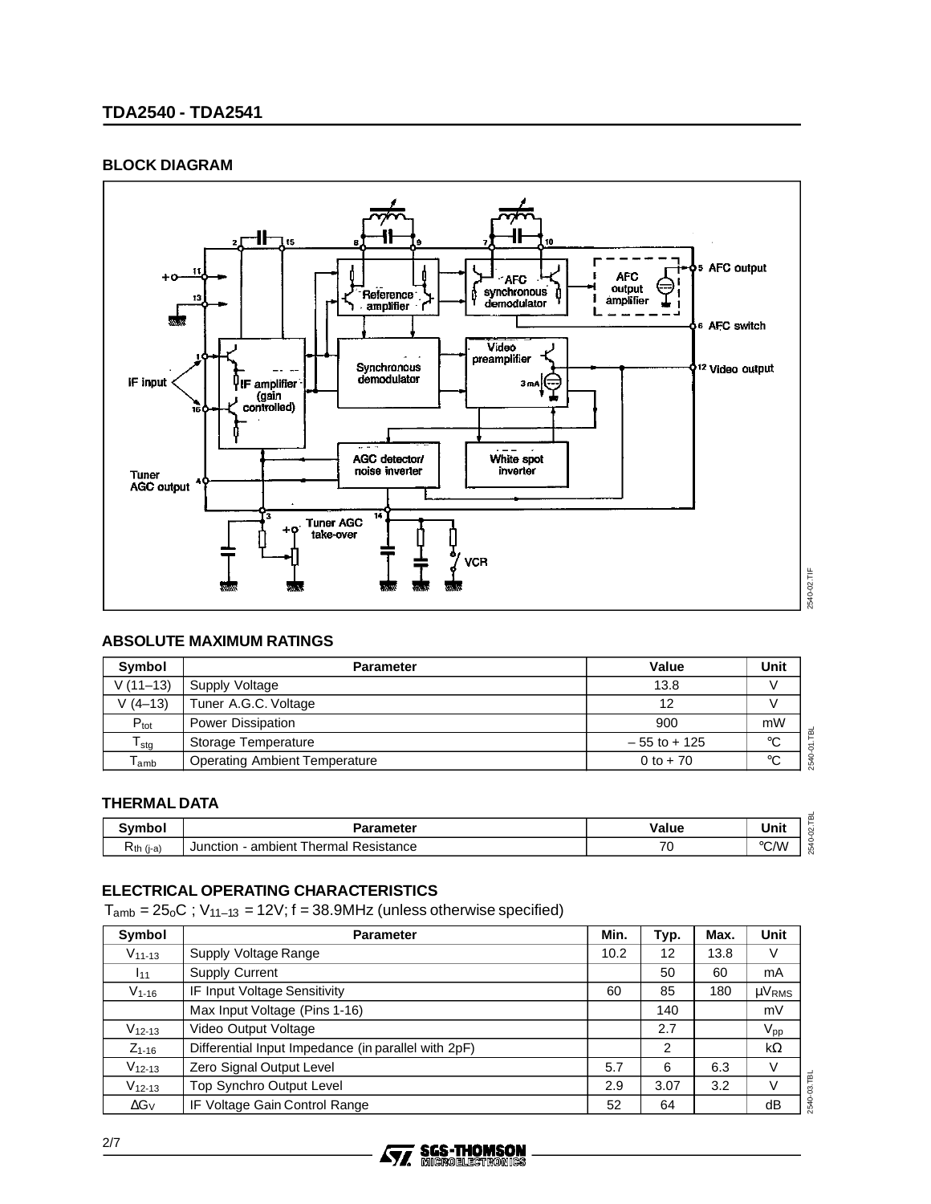## BLOCK DIAGRAM

## ABSOLUTE MAXIMUM RATINGS

| Symbol | Parameter | Value | Unit |
|---|---|---|---|
| V (11–13) | Supply Voltage | 13.8 | V |
| V (4–13) | Tuner A.G.C. Voltage | 12 | V |
| $P_{tot}$ | Power Dissipation | 900 | mW |
| $T_{stg}$ | Storage Temperature | – 55 to + 125 | °C |
| $T_{amb}$ | Operating Ambient Temperature | 0 to + 70 | °C |

## THERMAL DATA

| Symbol | Parameter | Value | Unit |
|---|---|---|---|
| $R_{th\ (j-a)}$ | Junction - ambient Thermal Resistance | 70 | °C/W |

## ELECTRICAL OPERATING CHARACTERISTICS

$T_{amb} = 25^{o}C$ ; $V_{11-13} = 12V$; f = 38.9MHz (unless otherwise specified)

| Symbol | Parameter | Min. | Typ. | Max. | Unit |
|---|---|---|---|---|---|
| $V_{11-13}$ | Supply Voltage Range | 10.2 | 12 | 13.8 | V |
| $I_{11}$ | Supply Current | | 50 | 60 | mA |
| $V_{1-16}$ | IF Input Voltage Sensitivity | 60 | 85 | 180 | $\mu V_{RMS}$ |
| | Max Input Voltage (Pins 1-16) | | 140 | | mV |
| $V_{12-13}$ | Video Output Voltage | | 2.7 | | $V_{pp}$ |
| $Z_{1-16}$ | Differential Input Impedance (in parallel with 2pF) | | 2 | | kΩ |
| $V_{12-13}$ | Zero Signal Output Level | 5.7 | 6 | 6.3 | V |
| $V_{12-13}$ | Top Synchro Output Level | 2.9 | 3.07 | 3.2 | V |
| $\Delta G_V$ | IF Voltage Gain Control Range | 52 | 64 | | dB |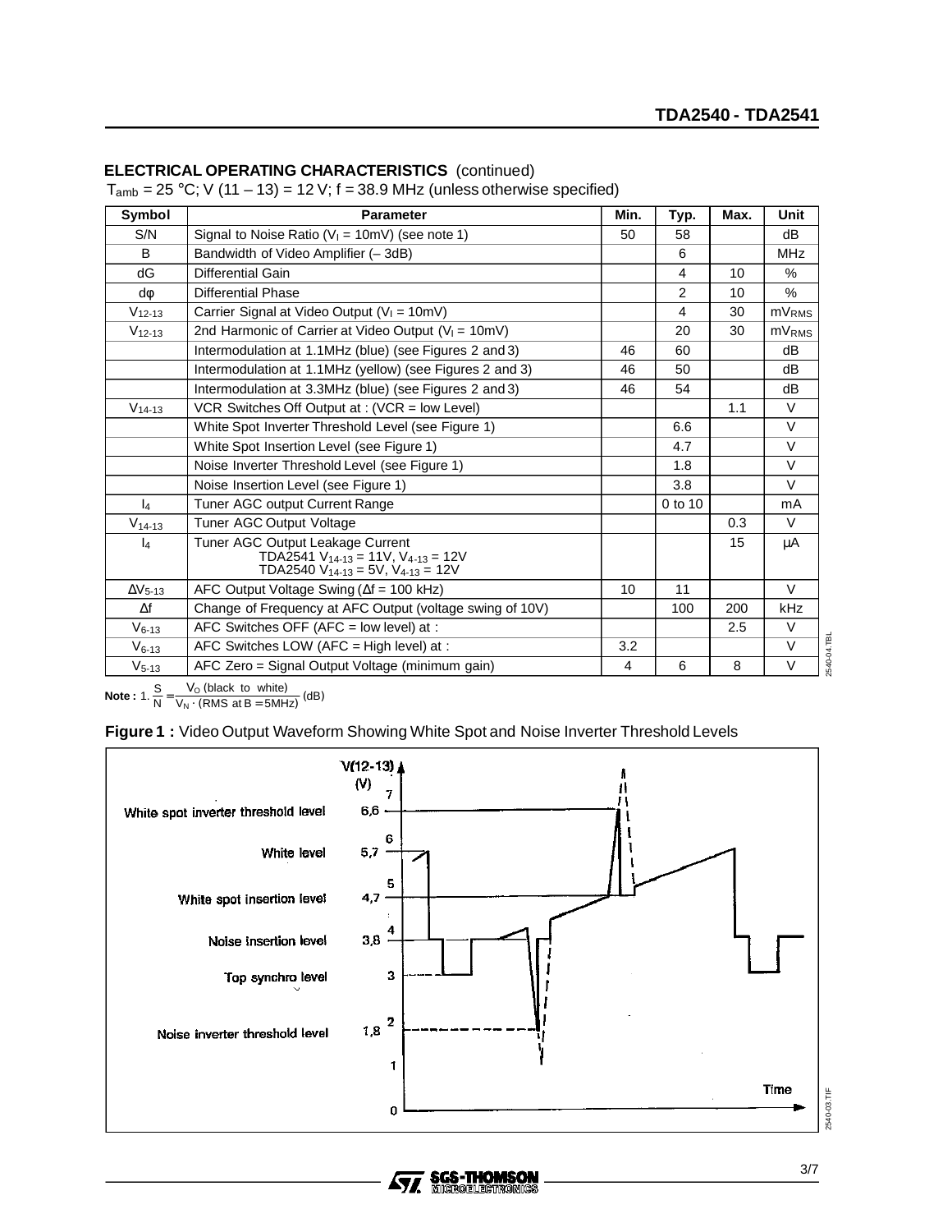## ELECTRICAL OPERATING CHARACTERISTICS (continued)

$T_{amb}$ = 25 °C; V (11 – 13) = 12 V; f = 38.9 MHz (unless otherwise specified)

| Symbol | Parameter | Min. | Typ. | Max. | Unit |
|---|---|---|---|---|---|
| S/N | Signal to Noise Ratio ($V_I$ = 10mV) (see note 1) | 50 | 58 | | dB |
| B | Bandwidth of Video Amplifier (– 3dB) | | 6 | | MHz |
| dG | Differential Gain | | 4 | 10 | % |
| dφ | Differential Phase | | 2 | 10 | % |
| $V_{12-13}$ | Carrier Signal at Video Output ($V_I$ = 10mV) | | 4 | 30 | $mV_{RMS}$ |
| $V_{12-13}$ | 2nd Harmonic of Carrier at Video Output ($V_I$ = 10mV) | | 20 | 30 | $mV_{RMS}$ |
| | Intermodulation at 1.1MHz (blue) (see Figures 2 and 3) | 46 | 60 | | dB |
| | Intermodulation at 1.1MHz (yellow) (see Figures 2 and 3) | 46 | 50 | | dB |
| | Intermodulation at 3.3MHz (blue) (see Figures 2 and 3) | 46 | 54 | | dB |
| $V_{14-13}$ | VCR Switches Off Output at : (VCR = low Level) | | | 1.1 | V |
| | White Spot Inverter Threshold Level (see Figure 1) | | 6.6 | | V |
| | White Spot Insertion Level (see Figure 1) | | 4.7 | | V |
| | Noise Inverter Threshold Level (see Figure 1) | | 1.8 | | V |
| | Noise Insertion Level (see Figure 1) | | 3.8 | | V |
| $I_4$ | Tuner AGC output Current Range | | 0 to 10 | | mA |
| $V_{14-13}$ | Tuner AGC Output Voltage | | | 0.3 | V |
| $I_4$ | Tuner AGC Output Leakage Current<br>TDA2541 $V_{14-13}$ = 11V, $V_{4-13}$ = 12V<br>TDA2540 $V_{14-13}$ = 5V, $V_{4-13}$ = 12V | | | 15 | µA |
| $\Delta V_{5-13}$ | AFC Output Voltage Swing (Δf = 100 kHz) | 10 | 11 | | V |
| Δf | Change of Frequency at AFC Output (voltage swing of 10V) | | 100 | 200 | kHz |
| $V_{6-13}$ | AFC Switches OFF (AFC = low level) at : | | | 2.5 | V |
| $V_{6-13}$ | AFC Switches LOW (AFC = High level) at : | 3.2 | | | V |
| $V_{5-13}$ | AFC Zero = Signal Output Voltage (minimum gain) | 4 | 6 | 8 | V |

**Note :** 1. $\frac{S}{N} = \frac{V_O \text{ (black to white)}}{V_N \cdot \text{(RMS at B = 5MHz)}}$ (dB)

**Figure 1 :** Video Output Waveform Showing White Spot and Noise Inverter Threshold Levels

V(12-13) (V)

White spot inverter threshold level 6,6

White level 5,7

White spot insertion level 4,7

Noise insertion level 3,8

Top synchro level 3

Noise inverter threshold level 1,8

Time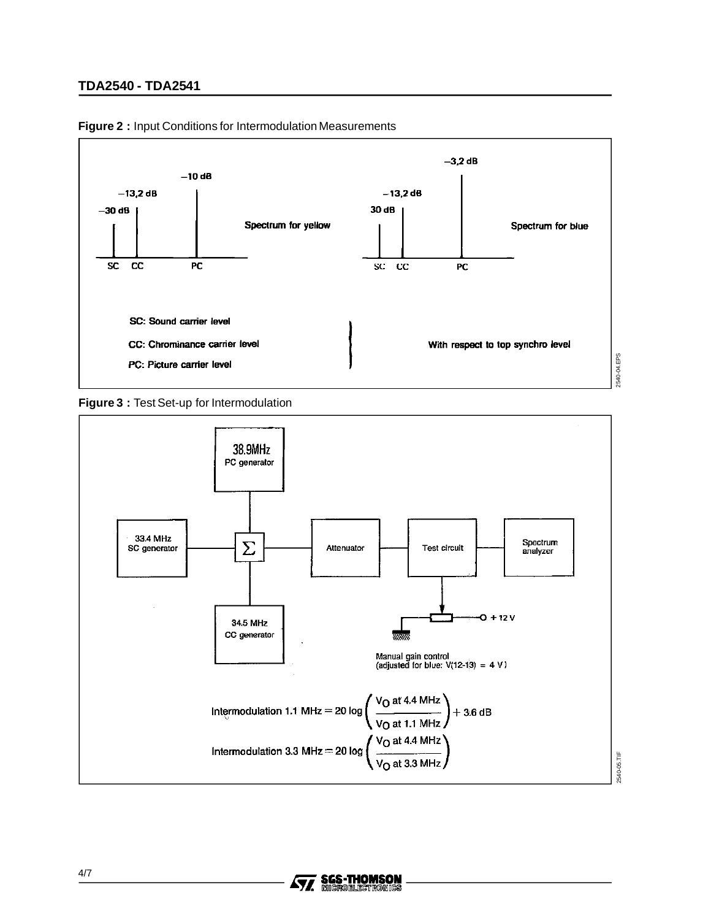**Figure 2 :** Input Conditions for Intermodulation Measurements

Spectrum for yellow: SC −30 dB, CC −13,2 dB, PC −10 dB

Spectrum for blue: SC 30 dB, CC −13,2 dB, PC −3,2 dB

SC: Sound carrier level

CC: Chrominance carrier level

PC: Picture carrier level

With respect to top synchro level

**Figure 3 :** Test Set-up for Intermodulation

38.9MHz PC generator

33.4 MHz SC generator

34.5 MHz CC generator

Σ

Attenuator

Test circuit

Spectrum analyzer

+ 12 V

Manual gain control (adjusted for blue: V(12-13) = 4 V)

$$\text{Intermodulation 1.1 MHz} = 20 \log \left( \frac{V_O \text{ at 4.4 MHz}}{V_O \text{ at 1.1 MHz}} \right) + 3.6 \text{ dB}$$

$$\text{Intermodulation 3.3 MHz} = 20 \log \left( \frac{V_O \text{ at 4.4 MHz}}{V_O \text{ at 3.3 MHz}} \right)$$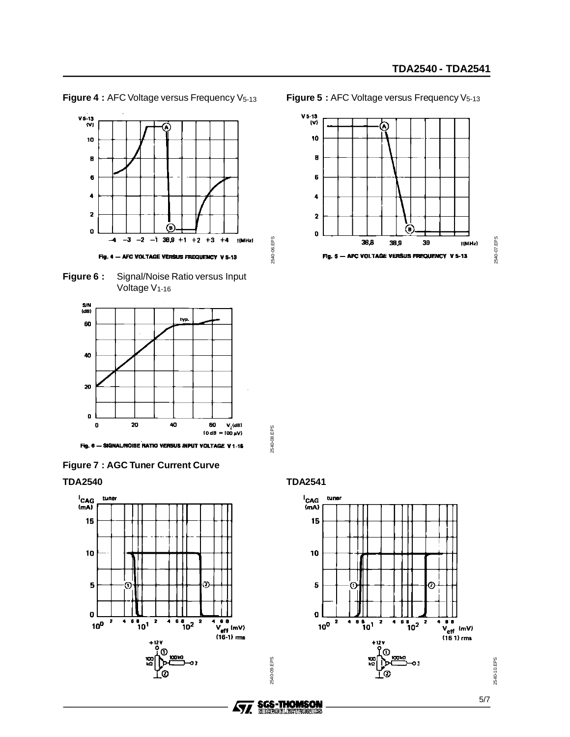**Figure 4 :** AFC Voltage versus Frequency $V_{5\text{-}13}$

Fig. 4 — AFC VOLTAGE VERSUS FREQUENCY V 5-13

**Figure 5 :** AFC Voltage versus Frequency $V_{5\text{-}13}$

Fig. 5 — AFC VOLTAGE VERSUS FREQUENCY V 5-13

**Figure 6 :** Signal/Noise Ratio versus Input Voltage $V_{1\text{-}16}$

Fig. 6 — SIGNAL/NOISE RATIO VERSUS INPUT VOLTAGE V 1-16

**Figure 7 : AGC Tuner Current Curve**

**TDA2540**

**TDA2541**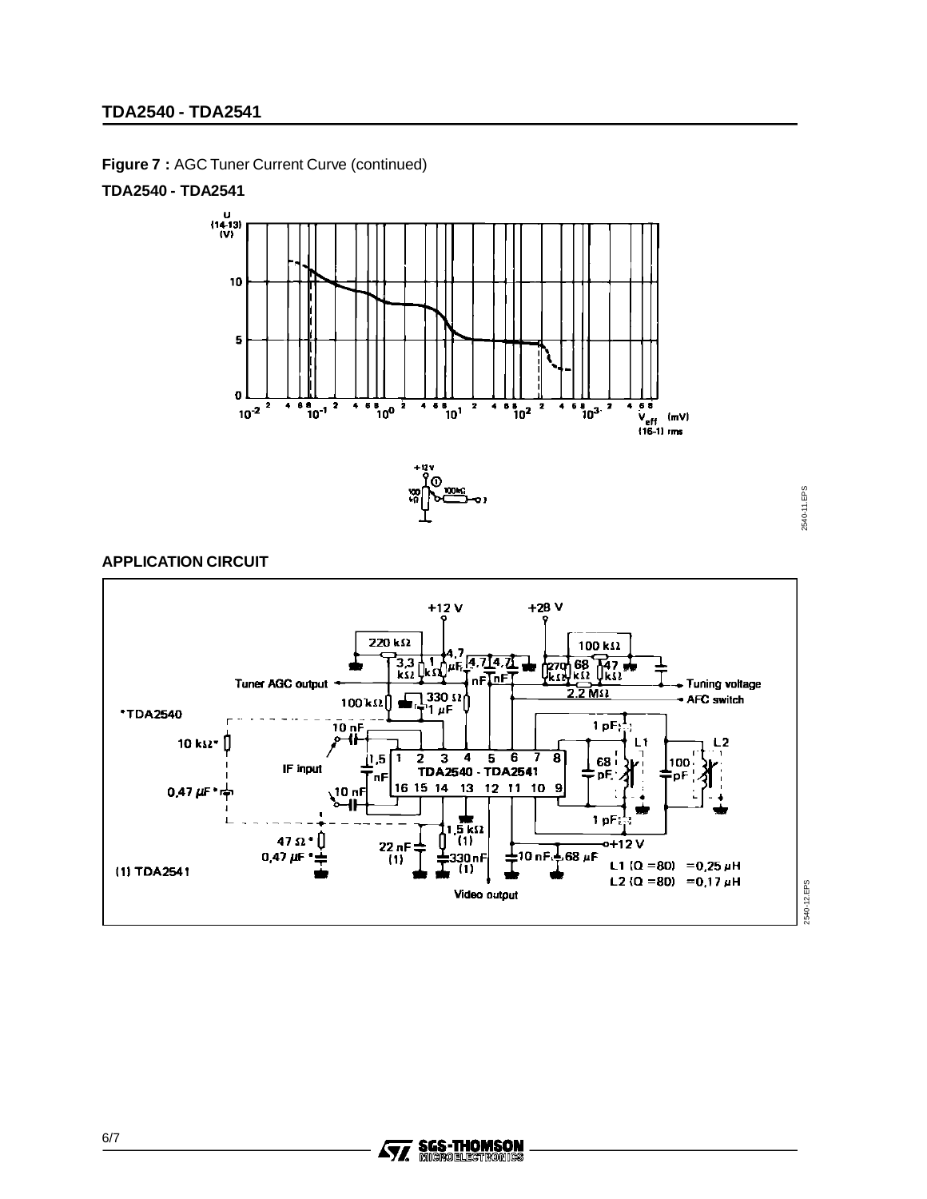**Figure 7 :** AGC Tuner Current Curve (continued)

**TDA2540 - TDA2541**

## APPLICATION CIRCUIT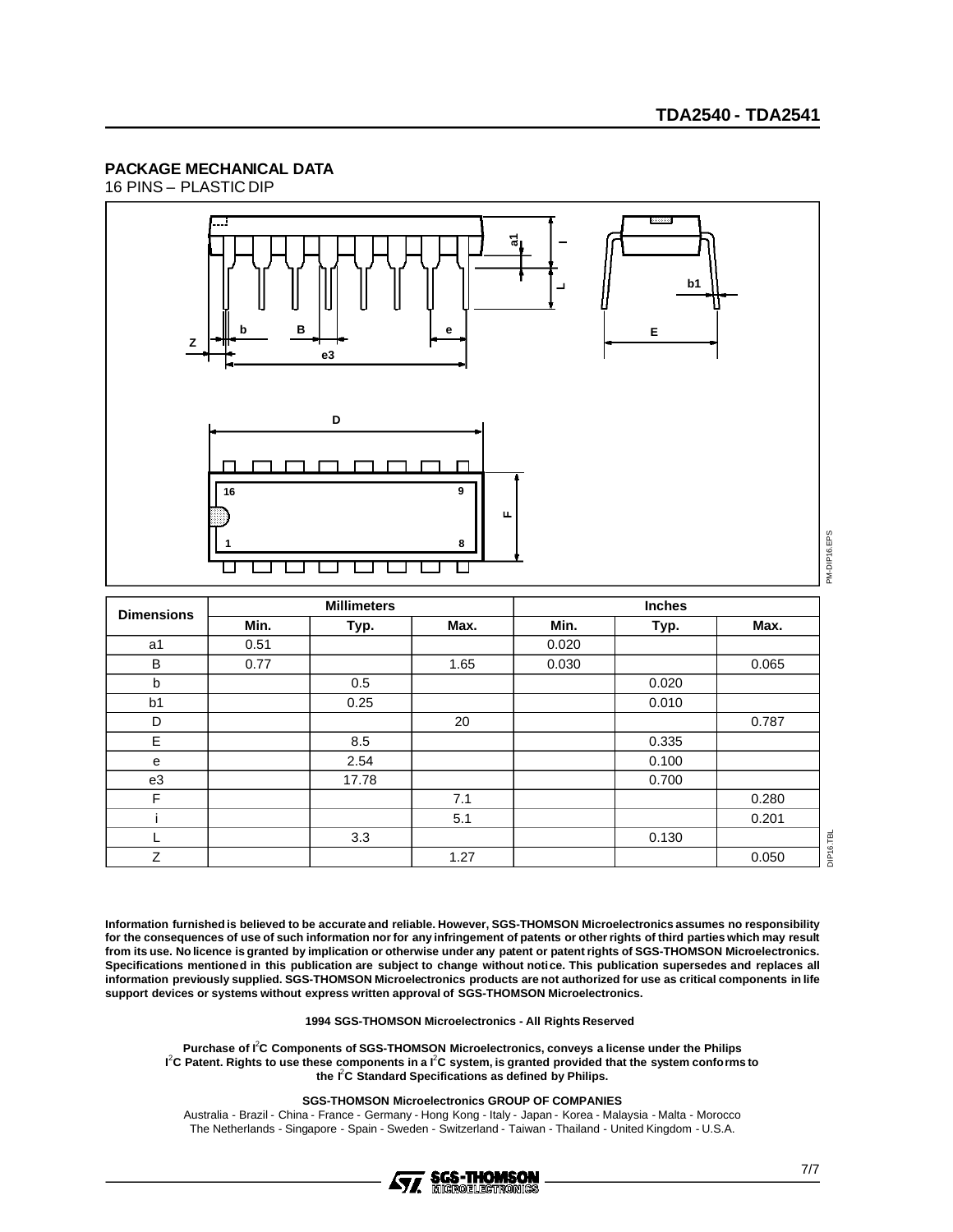## PACKAGE MECHANICAL DATA

16 PINS – PLASTIC DIP

a1
I
L
b1
Z
b
B
e
e3
E
D
16
9
1
8
F

PM-DIP16.EPS

| Dimensions | Millimeters | | | Inches | | |
|---|---|---|---|---|---|---|
| | Min. | Typ. | Max. | Min. | Typ. | Max. |
| a1 | 0.51 | | | 0.020 | | |
| B | 0.77 | | 1.65 | 0.030 | | 0.065 |
| b | | 0.5 | | | 0.020 | |
| b1 | | 0.25 | | | 0.010 | |
| D | | | 20 | | | 0.787 |
| E | | 8.5 | | | 0.335 | |
| e | | 2.54 | | | 0.100 | |
| e3 | | 17.78 | | | 0.700 | |
| F | | | 7.1 | | | 0.280 |
| i | | | 5.1 | | | 0.201 |
| L | | 3.3 | | | 0.130 | |
| Z | | | 1.27 | | | 0.050 |

DIP16.TBL

**Information furnished is believed to be accurate and reliable. However, SGS-THOMSON Microelectronics assumes no responsibility for the consequences of use of such information nor for any infringement of patents or other rights of third parties which may result from its use. No licence is granted by implication or otherwise under any patent or patent rights of SGS-THOMSON Microelectronics. Specifications mentioned in this publication are subject to change without notice. This publication supersedes and replaces all information previously supplied. SGS-THOMSON Microelectronics products are not authorized for use as critical components in life support devices or systems without express written approval of SGS-THOMSON Microelectronics.**

**1994 SGS-THOMSON Microelectronics - All Rights Reserved**

**Purchase of $I^2C$ Components of SGS-THOMSON Microelectronics, conveys a license under the Philips $I^2C$ Patent. Rights to use these components in a $I^2C$ system, is granted provided that the system conforms to the $I^2C$ Standard Specifications as defined by Philips.**

**SGS-THOMSON Microelectronics GROUP OF COMPANIES**

Australia - Brazil - China - France - Germany - Hong Kong - Italy - Japan - Korea - Malaysia - Malta - Morocco
The Netherlands - Singapore - Spain - Sweden - Switzerland - Taiwan - Thailand - United Kingdom - U.S.A.